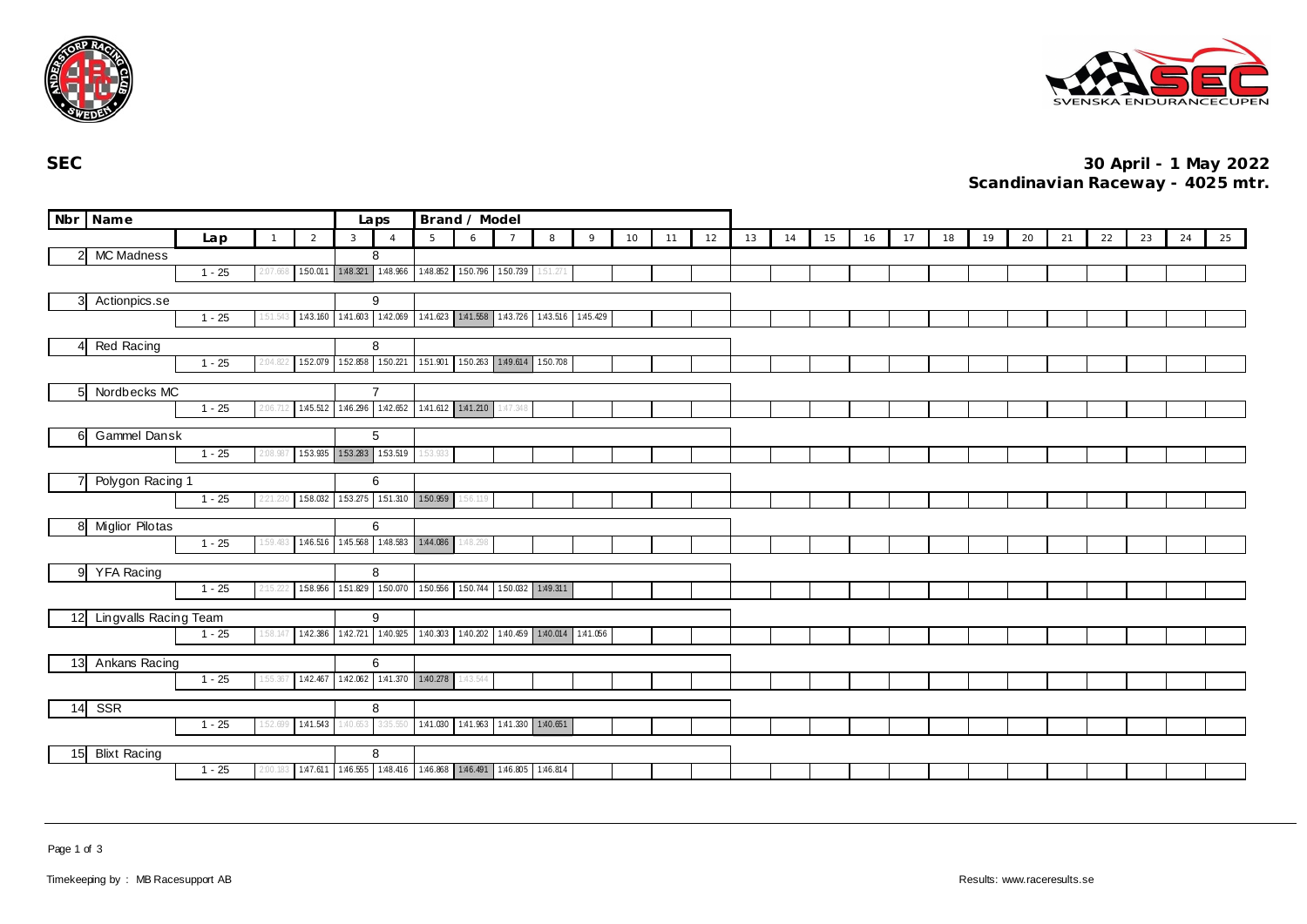**SEC**

**30 April - 1 May 2022**
**Scandinavian Raceway - 4025 mtr.**

| Nbr | Name | Lap | Laps | 1 | 2 | 3 | 4 | 5 | 6 | 7 | 8 | 9 | 10 | 11 | 12 | 13 | 14 | 15 | 16 | 17 | 18 | 19 | 20 | 21 | 22 | 23 | 24 | 25 |
|---|---|---|---|---|---|---|---|---|---|---|---|---|---|---|---|---|---|---|---|---|---|---|---|---|---|---|---|---|
| 2 | MC Madness | 1 - 25 | 8 | 2:07.668 | 1:50.011 | 1:48.321 | 1:48.966 | 1:48.852 | 1:50.796 | 1:50.739 | 1:51.271 | | | | | | | | | | | | | | | | | |
| 3 | Actionpics.se | 1 - 25 | 9 | 1:51.543 | 1:43.160 | 1:41.603 | 1:42.069 | 1:41.623 | 1:41.558 | 1:43.726 | 1:43.516 | 1:45.429 | | | | | | | | | | | | | | | | |
| 4 | Red Racing | 1 - 25 | 8 | 2:04.822 | 1:52.079 | 1:52.858 | 1:50.221 | 1:51.901 | 1:50.263 | 1:49.614 | 1:50.708 | | | | | | | | | | | | | | | | | |
| 5 | Nordbecks MC | 1 - 25 | 7 | 2:06.712 | 1:45.512 | 1:46.296 | 1:42.652 | 1:41.612 | 1:41.210 | 1:47.348 | | | | | | | | | | | | | | | | | | |
| 6 | Gammel Dansk | 1 - 25 | 5 | 2:08.987 | 1:53.935 | 1:53.283 | 1:53.519 | 1:53.933 | | | | | | | | | | | | | | | | | | | | |
| 7 | Polygon Racing 1 | 1 - 25 | 6 | 2:21.230 | 1:58.032 | 1:53.275 | 1:51.310 | 1:50.959 | 1:56.119 | | | | | | | | | | | | | | | | | | | |
| 8 | Miglior Pilotas | 1 - 25 | 6 | 1:59.483 | 1:46.516 | 1:45.568 | 1:48.583 | 1:44.086 | 1:48.298 | | | | | | | | | | | | | | | | | | | |
| 9 | YFA Racing | 1 - 25 | 8 | 2:15.222 | 1:58.956 | 1:51.829 | 1:50.070 | 1:50.556 | 1:50.744 | 1:50.032 | 1:49.311 | | | | | | | | | | | | | | | | | |
| 12 | Lingvalls Racing Team | 1 - 25 | 9 | 1:58.147 | 1:42.386 | 1:42.721 | 1:40.925 | 1:40.303 | 1:40.202 | 1:40.459 | 1:40.014 | 1:41.056 | | | | | | | | | | | | | | | | |
| 13 | Ankans Racing | 1 - 25 | 6 | 1:55.367 | 1:42.467 | 1:42.062 | 1:41.370 | 1:40.278 | 1:43.544 | | | | | | | | | | | | | | | | | | | |
| 14 | SSR | 1 - 25 | 8 | 1:52.699 | 1:41.543 | 1:40.653 | 3:35.550 | 1:41.030 | 1:41.963 | 1:41.330 | 1:40.651 | | | | | | | | | | | | | | | | | |
| 15 | Blixt Racing | 1 - 25 | 8 | 2:00.183 | 1:47.611 | 1:46.555 | 1:48.416 | 1:46.868 | 1:46.491 | 1:46.805 | 1:46.814 | | | | | | | | | | | | | | | | | |

Timekeeping by : MB Racesupport AB

Results: www.raceresults.se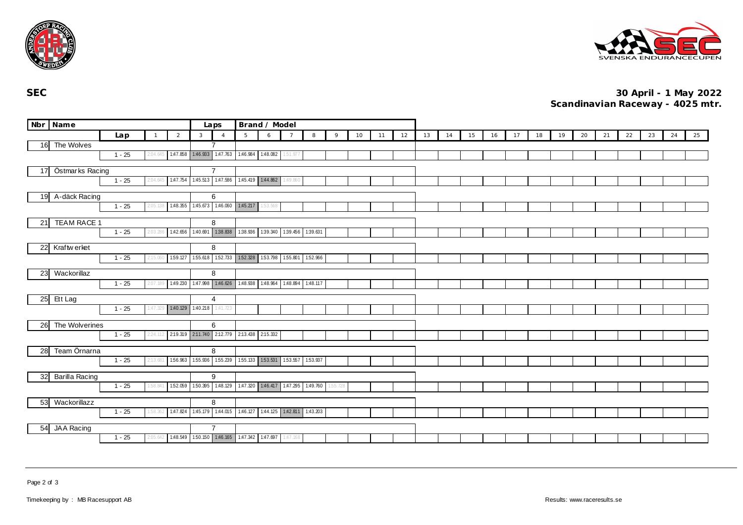**SEC**

**30 April - 1 May 2022**
**Scandinavian Raceway - 4025 mtr.**

| Nbr | Name | Lap | Laps | 1 | 2 | 3 | 4 | 5 | 6 | 7 | 8 | 9 | 10 | 11 | 12 | 13 | 14 | 15 | 16 | 17 | 18 | 19 | 20 | 21 | 22 | 23 | 24 | 25 |
|---|---|---|---|---|---|---|---|---|---|---|---|---|---|---|---|---|---|---|---|---|---|---|---|---|---|---|---|---|
| 16 | The Wolves | 1 - 25 | 7 | 2:04.645 | 1:47.858 | 1:46.933 | 1:47.763 | 1:46.984 | 1:48.082 | 1:51.977 | | | | | | | | | | | | | | | | | | |
| 17 | Östmarks Racing | 1 - 25 | 7 | 2:04.645 | 1:47.754 | 1:45.513 | 1:47.586 | 1:45.419 | 1:44.862 | 1:49.860 | | | | | | | | | | | | | | | | | | |
| 19 | A-däck Racing | 1 - 25 | 6 | 2:05.138 | 1:48.355 | 1:45.673 | 1:46.060 | 1:45.217 | 1:53.568 | | | | | | | | | | | | | | | | | | | |
| 21 | TEAM RACE 1 | 1 - 25 | 8 | 2:03.286 | 1:42.656 | 1:40.691 | 1:38.838 | 1:38.936 | 1:39.340 | 1:39.456 | 1:39.631 | | | | | | | | | | | | | | | | | |
| 22 | Kraftwerket | 1 - 25 | 8 | 2:15.060 | 1:59.127 | 1:55.618 | 1:52.733 | 1:52.328 | 1:53.798 | 1:55.801 | 1:52.966 | | | | | | | | | | | | | | | | | |
| 23 | Wackorillaz | 1 - 25 | 8 | 2:07.189 | 1:49.230 | 1:47.998 | 1:46.626 | 1:48.938 | 1:48.964 | 1:48.894 | 1:48.117 | | | | | | | | | | | | | | | | | |
| 25 | Ett Lag | 1 - 25 | 4 | 1:47.329 | 1:40.129 | 1:40.218 | 1:41.723 | | | | | | | | | | | | | | | | | | | | | |
| 26 | The Wolverines | 1 - 25 | 6 | 2:24.112 | 2:19.319 | 2:11.740 | 2:12.779 | 2:13.438 | 2:15.332 | | | | | | | | | | | | | | | | | | | |
| 28 | Team Örnarna | 1 - 25 | 8 | 2:13.681 | 1:56.963 | 1:55.936 | 1:55.239 | 1:55.133 | 1:53.531 | 1:53.557 | 1:53.937 | | | | | | | | | | | | | | | | | |
| 32 | Barilla Racing | 1 - 25 | 9 | 1:58.841 | 1:52.059 | 1:50.395 | 1:48.129 | 1:47.320 | 1:46.417 | 1:47.295 | 1:49.760 | 1:55.728 | | | | | | | | | | | | | | | | |
| 53 | Wackorillazz | 1 - 25 | 8 | 1:58.362 | 1:47.824 | 1:45.179 | 1:44.015 | 1:46.127 | 1:44.125 | 1:42.811 | 1:43.203 | | | | | | | | | | | | | | | | | |
| 54 | JAA Racing | 1 - 25 | 7 | 2:05.642 | 1:48.549 | 1:50.150 | 1:46.165 | 1:47.342 | 1:47.697 | 1:47.168 | | | | | | | | | | | | | | | | | | |

Timekeeping by : MB Racesupport AB

Results: www.raceresults.se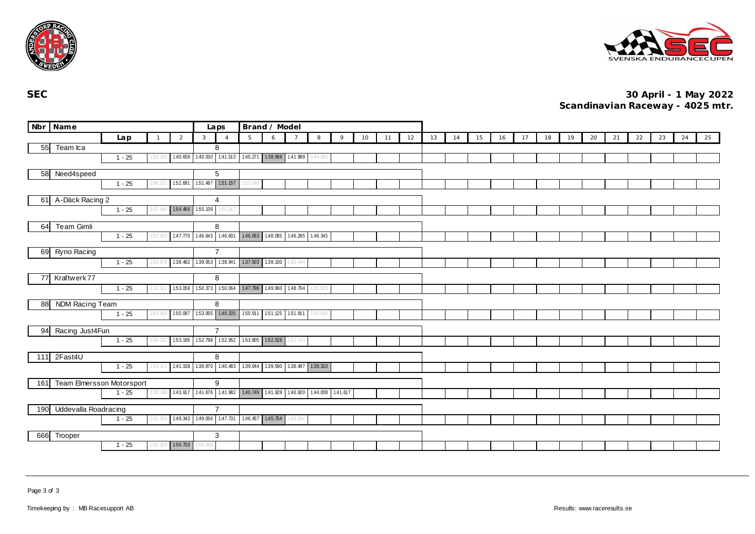**SEC**

**30 April - 1 May 2022**
**Scandinavian Raceway - 4025 mtr.**

| Nbr | Name | Lap | 1 | 2 | 3 | 4 | 5 | 6 | 7 | 8 | 9 | 10 | 11 | 12 | 13 | 14 | 15 | 16 | 17 | 18 | 19 | 20 | 21 | 22 | 23 | 24 | 25 |
|---|---|---|---|---|---|---|---|---|---|---|---|---|---|---|---|---|---|---|---|---|---|---|---|---|---|---|---|
| 55 | Team Ica | Laps: 8 | | | | | | | | | | | | | | | | | | | | | | | | | |
| | | 1 - 25 | 1:55.226 | 1:40.659 | 1:40.030 | 1:41.513 | 1:40.271 | 1:38.969 | 1:41.989 | 1:44.092 | | | | | | | | | | | | | | | | | |
| 58 | Need4speed | Laps: 5 | | | | | | | | | | | | | | | | | | | | | | | | | |
| | | 1 - 25 | 2:06.122 | 1:52.691 | 1:51.487 | 1:51.157 | 1:52.649 | | | | | | | | | | | | | | | | | | | | |
| 61 | A-Däck Racing 2 | Laps: 4 | | | | | | | | | | | | | | | | | | | | | | | | | |
| | | 1 - 25 | 2:07.548 | 1:54.464 | 1:55.109 | 1:55.317 | | | | | | | | | | | | | | | | | | | | | |
| 64 | Team Gimli | Laps: 8 | | | | | | | | | | | | | | | | | | | | | | | | | |
| | | 1 - 25 | 1:57.453 | 1:47.770 | 1:46.643 | 1:46.601 | 1:46.063 | 1:48.085 | 1:46.285 | 1:46.345 | | | | | | | | | | | | | | | | | |
| 69 | Ryno Racing | Laps: 7 | | | | | | | | | | | | | | | | | | | | | | | | | |
| | | 1 - 25 | 1:52.078 | 1:38.482 | 1:39.053 | 1:38.941 | 1:37.503 | 1:38.100 | 1:40.444 | | | | | | | | | | | | | | | | | | |
| 77 | Kraftwerk77 | Laps: 8 | | | | | | | | | | | | | | | | | | | | | | | | | |
| | | 1 - 25 | 2:12.322 | 1:53.059 | 1:50.373 | 1:50.064 | 1:47.796 | 1:49.660 | 1:48.704 | 1:56.820 | | | | | | | | | | | | | | | | | |
| 88 | NDM Racing Team | Laps: 8 | | | | | | | | | | | | | | | | | | | | | | | | | |
| | | 1 - 25 | 2:03.934 | 1:50.087 | 1:53.005 | 1:49.205 | 1:50.911 | 1:51.125 | 1:51.911 | 1:55.004 | | | | | | | | | | | | | | | | | |
| 94 | Racing Just4Fun | Laps: 7 | | | | | | | | | | | | | | | | | | | | | | | | | |
| | | 1 - 25 | 2:08.232 | 1:53.186 | 1:52.798 | 1:52.952 | 1:53.805 | 1:52.528 | 1:52.710 | | | | | | | | | | | | | | | | | | |
| 111 | 2Fast4U | Laps: 8 | | | | | | | | | | | | | | | | | | | | | | | | | |
| | | 1 - 25 | 1:54.114 | 1:41.158 | 1:39.870 | 1:40.483 | 1:39.044 | 1:39.590 | 1:38.497 | 1:38.310 | | | | | | | | | | | | | | | | | |
| 161 | Team Elmersson Motorsport | Laps: 9 | | | | | | | | | | | | | | | | | | | | | | | | | |
| | | 1 - 25 | 2:00.196 | 1:43.917 | 1:41.676 | 1:41.982 | 1:40.749 | 1:41.929 | 1:40.920 | 1:44.008 | 1:41.617 | | | | | | | | | | | | | | | | |
| 190 | Uddevalla Roadracing | Laps: 7 | | | | | | | | | | | | | | | | | | | | | | | | | |
| | | 1 - 25 | 2:02.508 | 1:49.343 | 1:49.056 | 1:47.731 | 1:46.457 | 1:45.754 | 1:50.566 | | | | | | | | | | | | | | | | | | |
| 666 | Trooper | Laps: 3 | | | | | | | | | | | | | | | | | | | | | | | | | |
| | | 1 - 25 | 2:02.229 | 1:56.703 | 2:04.008 | | | | | | | | | | | | | | | | | | | | | | |

Timekeeping by : MB Racesupport AB

Results: www.raceresults.se